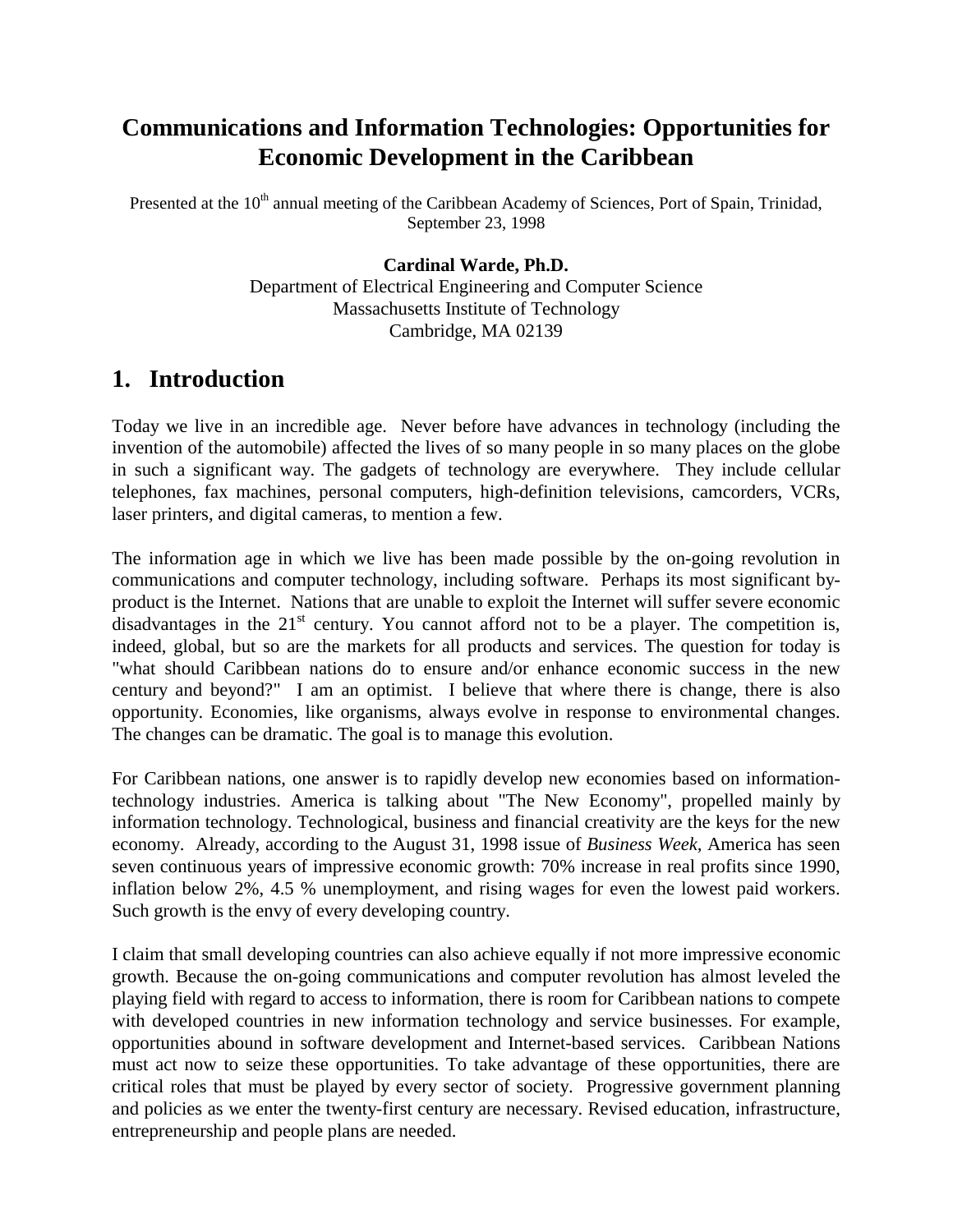# Communications and Information Technologies: Opportunities for Economic Development in the Caribbean

Presented at the 10th annual meeting of the Caribbean Academy of Sciences, Port of Spain, Trinidad, September 23, 1998

**Cardinal Warde, Ph.D.**
Department of Electrical Engineering and Computer Science
Massachusetts Institute of Technology
Cambridge, MA 02139

## 1. Introduction

Today we live in an incredible age. Never before have advances in technology (including the invention of the automobile) affected the lives of so many people in so many places on the globe in such a significant way. The gadgets of technology are everywhere. They include cellular telephones, fax machines, personal computers, high-definition televisions, camcorders, VCRs, laser printers, and digital cameras, to mention a few.

The information age in which we live has been made possible by the on-going revolution in communications and computer technology, including software. Perhaps its most significant by-product is the Internet. Nations that are unable to exploit the Internet will suffer severe economic disadvantages in the 21st century. You cannot afford not to be a player. The competition is, indeed, global, but so are the markets for all products and services. The question for today is "what should Caribbean nations do to ensure and/or enhance economic success in the new century and beyond?" I am an optimist. I believe that where there is change, there is also opportunity. Economies, like organisms, always evolve in response to environmental changes. The changes can be dramatic. The goal is to manage this evolution.

For Caribbean nations, one answer is to rapidly develop new economies based on information-technology industries. America is talking about "The New Economy", propelled mainly by information technology. Technological, business and financial creativity are the keys for the new economy. Already, according to the August 31, 1998 issue of *Business Week*, America has seen seven continuous years of impressive economic growth: 70% increase in real profits since 1990, inflation below 2%, 4.5 % unemployment, and rising wages for even the lowest paid workers. Such growth is the envy of every developing country.

I claim that small developing countries can also achieve equally if not more impressive economic growth. Because the on-going communications and computer revolution has almost leveled the playing field with regard to access to information, there is room for Caribbean nations to compete with developed countries in new information technology and service businesses. For example, opportunities abound in software development and Internet-based services. Caribbean Nations must act now to seize these opportunities. To take advantage of these opportunities, there are critical roles that must be played by every sector of society. Progressive government planning and policies as we enter the twenty-first century are necessary. Revised education, infrastructure, entrepreneurship and people plans are needed.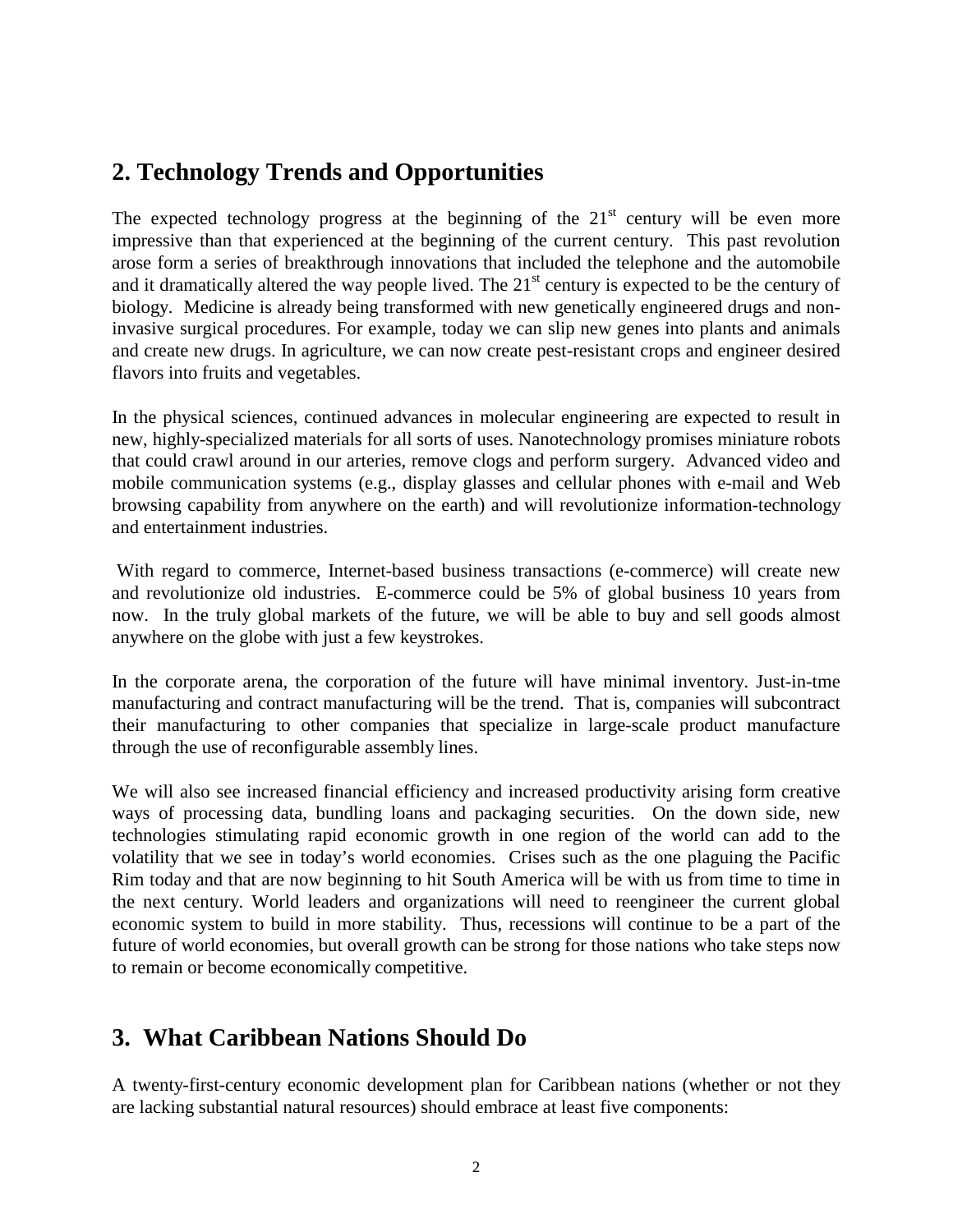## 2. Technology Trends and Opportunities

The expected technology progress at the beginning of the 21st century will be even more impressive than that experienced at the beginning of the current century. This past revolution arose form a series of breakthrough innovations that included the telephone and the automobile and it dramatically altered the way people lived. The 21st century is expected to be the century of biology. Medicine is already being transformed with new genetically engineered drugs and non-invasive surgical procedures. For example, today we can slip new genes into plants and animals and create new drugs. In agriculture, we can now create pest-resistant crops and engineer desired flavors into fruits and vegetables.

In the physical sciences, continued advances in molecular engineering are expected to result in new, highly-specialized materials for all sorts of uses. Nanotechnology promises miniature robots that could crawl around in our arteries, remove clogs and perform surgery. Advanced video and mobile communication systems (e.g., display glasses and cellular phones with e-mail and Web browsing capability from anywhere on the earth) and will revolutionize information-technology and entertainment industries.

With regard to commerce, Internet-based business transactions (e-commerce) will create new and revolutionize old industries. E-commerce could be 5% of global business 10 years from now. In the truly global markets of the future, we will be able to buy and sell goods almost anywhere on the globe with just a few keystrokes.

In the corporate arena, the corporation of the future will have minimal inventory. Just-in-tme manufacturing and contract manufacturing will be the trend. That is, companies will subcontract their manufacturing to other companies that specialize in large-scale product manufacture through the use of reconfigurable assembly lines.

We will also see increased financial efficiency and increased productivity arising form creative ways of processing data, bundling loans and packaging securities. On the down side, new technologies stimulating rapid economic growth in one region of the world can add to the volatility that we see in today's world economies. Crises such as the one plaguing the Pacific Rim today and that are now beginning to hit South America will be with us from time to time in the next century. World leaders and organizations will need to reengineer the current global economic system to build in more stability. Thus, recessions will continue to be a part of the future of world economies, but overall growth can be strong for those nations who take steps now to remain or become economically competitive.

## 3. What Caribbean Nations Should Do

A twenty-first-century economic development plan for Caribbean nations (whether or not they are lacking substantial natural resources) should embrace at least five components: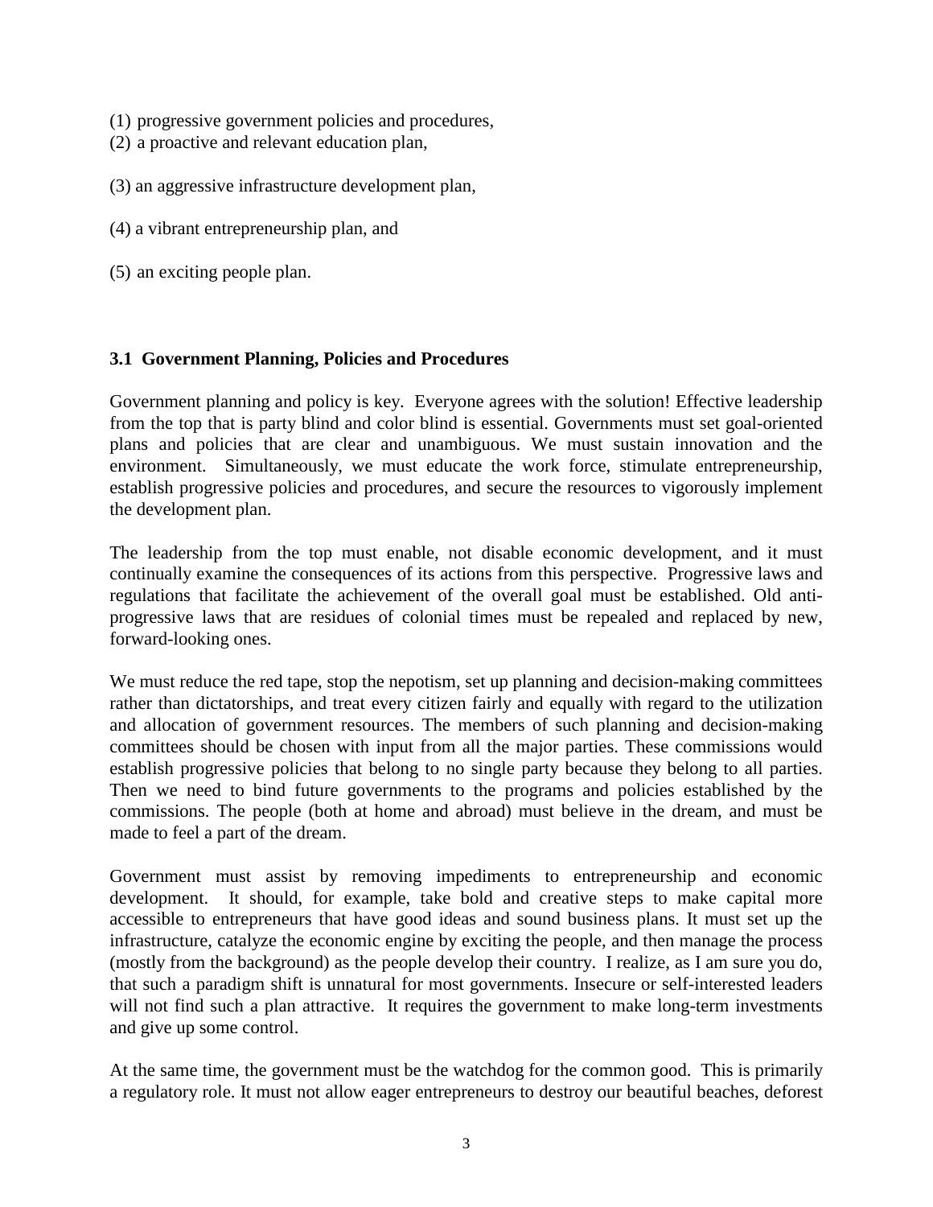(1) progressive government policies and procedures,
(2) a proactive and relevant education plan,
(3) an aggressive infrastructure development plan,
(4) a vibrant entrepreneurship plan, and
(5) an exciting people plan.

### 3.1 Government Planning, Policies and Procedures

Government planning and policy is key. Everyone agrees with the solution! Effective leadership from the top that is party blind and color blind is essential. Governments must set goal-oriented plans and policies that are clear and unambiguous. We must sustain innovation and the environment. Simultaneously, we must educate the work force, stimulate entrepreneurship, establish progressive policies and procedures, and secure the resources to vigorously implement the development plan.

The leadership from the top must enable, not disable economic development, and it must continually examine the consequences of its actions from this perspective. Progressive laws and regulations that facilitate the achievement of the overall goal must be established. Old anti-progressive laws that are residues of colonial times must be repealed and replaced by new, forward-looking ones.

We must reduce the red tape, stop the nepotism, set up planning and decision-making committees rather than dictatorships, and treat every citizen fairly and equally with regard to the utilization and allocation of government resources. The members of such planning and decision-making committees should be chosen with input from all the major parties. These commissions would establish progressive policies that belong to no single party because they belong to all parties. Then we need to bind future governments to the programs and policies established by the commissions. The people (both at home and abroad) must believe in the dream, and must be made to feel a part of the dream.

Government must assist by removing impediments to entrepreneurship and economic development. It should, for example, take bold and creative steps to make capital more accessible to entrepreneurs that have good ideas and sound business plans. It must set up the infrastructure, catalyze the economic engine by exciting the people, and then manage the process (mostly from the background) as the people develop their country. I realize, as I am sure you do, that such a paradigm shift is unnatural for most governments. Insecure or self-interested leaders will not find such a plan attractive. It requires the government to make long-term investments and give up some control.

At the same time, the government must be the watchdog for the common good. This is primarily a regulatory role. It must not allow eager entrepreneurs to destroy our beautiful beaches, deforest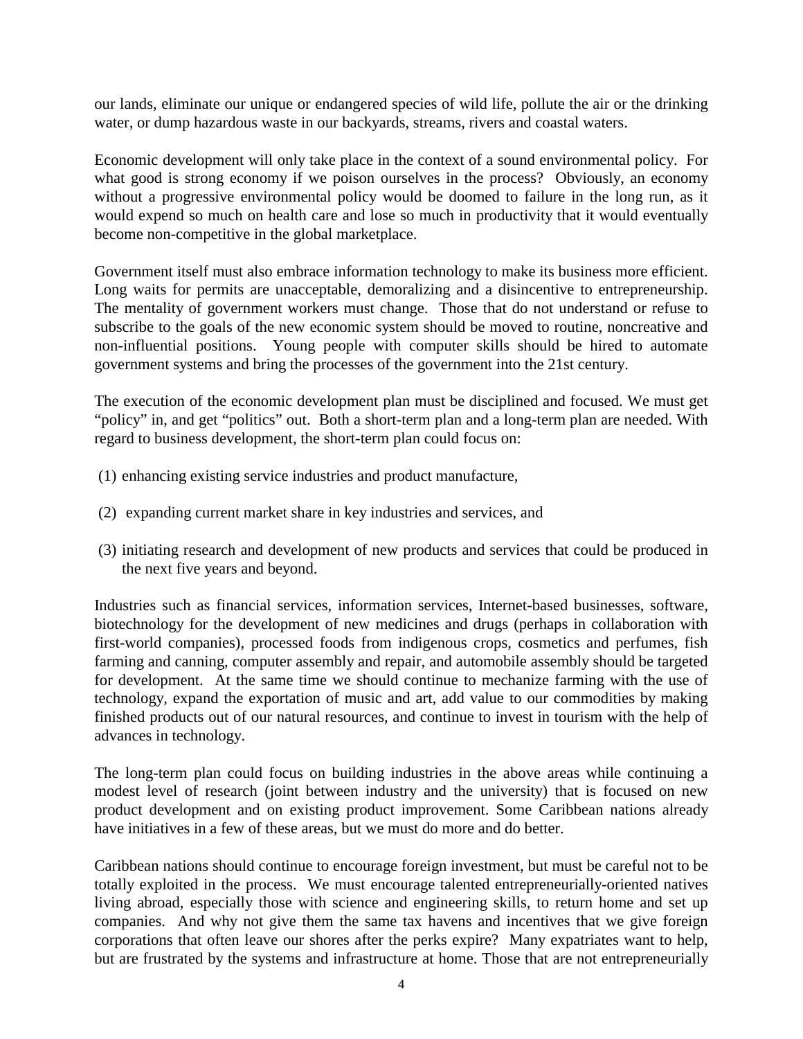our lands, eliminate our unique or endangered species of wild life, pollute the air or the drinking water, or dump hazardous waste in our backyards, streams, rivers and coastal waters.

Economic development will only take place in the context of a sound environmental policy. For what good is strong economy if we poison ourselves in the process? Obviously, an economy without a progressive environmental policy would be doomed to failure in the long run, as it would expend so much on health care and lose so much in productivity that it would eventually become non-competitive in the global marketplace.

Government itself must also embrace information technology to make its business more efficient. Long waits for permits are unacceptable, demoralizing and a disincentive to entrepreneurship. The mentality of government workers must change. Those that do not understand or refuse to subscribe to the goals of the new economic system should be moved to routine, noncreative and non-influential positions. Young people with computer skills should be hired to automate government systems and bring the processes of the government into the 21st century.

The execution of the economic development plan must be disciplined and focused. We must get “policy” in, and get “politics” out. Both a short-term plan and a long-term plan are needed. With regard to business development, the short-term plan could focus on:

(1) enhancing existing service industries and product manufacture,

(2) expanding current market share in key industries and services, and

(3) initiating research and development of new products and services that could be produced in the next five years and beyond.

Industries such as financial services, information services, Internet-based businesses, software, biotechnology for the development of new medicines and drugs (perhaps in collaboration with first-world companies), processed foods from indigenous crops, cosmetics and perfumes, fish farming and canning, computer assembly and repair, and automobile assembly should be targeted for development. At the same time we should continue to mechanize farming with the use of technology, expand the exportation of music and art, add value to our commodities by making finished products out of our natural resources, and continue to invest in tourism with the help of advances in technology.

The long-term plan could focus on building industries in the above areas while continuing a modest level of research (joint between industry and the university) that is focused on new product development and on existing product improvement. Some Caribbean nations already have initiatives in a few of these areas, but we must do more and do better.

Caribbean nations should continue to encourage foreign investment, but must be careful not to be totally exploited in the process. We must encourage talented entrepreneurially-oriented natives living abroad, especially those with science and engineering skills, to return home and set up companies. And why not give them the same tax havens and incentives that we give foreign corporations that often leave our shores after the perks expire? Many expatriates want to help, but are frustrated by the systems and infrastructure at home. Those that are not entrepreneurially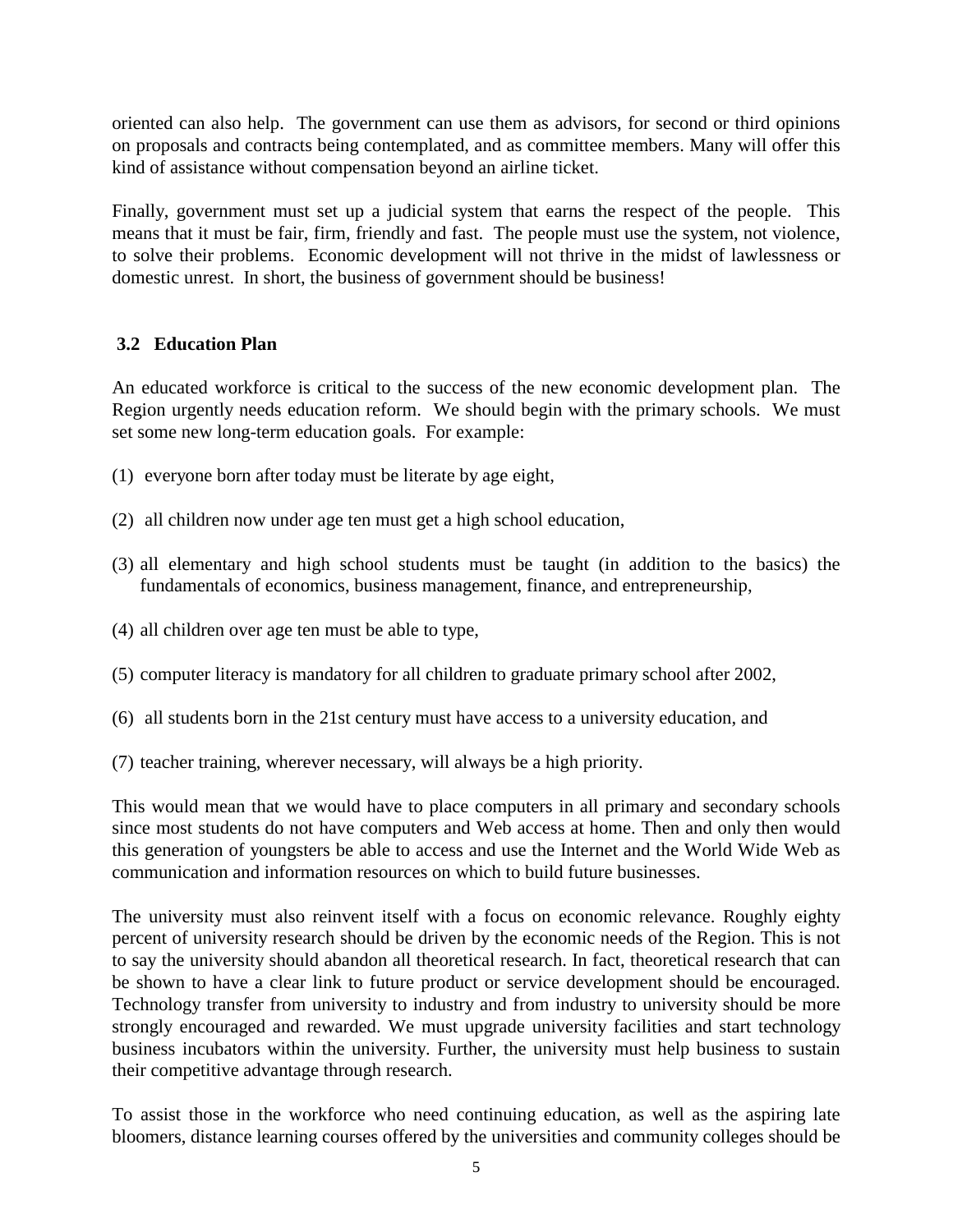oriented can also help. The government can use them as advisors, for second or third opinions on proposals and contracts being contemplated, and as committee members. Many will offer this kind of assistance without compensation beyond an airline ticket.

Finally, government must set up a judicial system that earns the respect of the people. This means that it must be fair, firm, friendly and fast. The people must use the system, not violence, to solve their problems. Economic development will not thrive in the midst of lawlessness or domestic unrest. In short, the business of government should be business!

### 3.2 Education Plan

An educated workforce is critical to the success of the new economic development plan. The Region urgently needs education reform. We should begin with the primary schools. We must set some new long-term education goals. For example:

(1) everyone born after today must be literate by age eight,

(2) all children now under age ten must get a high school education,

(3) all elementary and high school students must be taught (in addition to the basics) the fundamentals of economics, business management, finance, and entrepreneurship,

(4) all children over age ten must be able to type,

(5) computer literacy is mandatory for all children to graduate primary school after 2002,

(6) all students born in the 21st century must have access to a university education, and

(7) teacher training, wherever necessary, will always be a high priority.

This would mean that we would have to place computers in all primary and secondary schools since most students do not have computers and Web access at home. Then and only then would this generation of youngsters be able to access and use the Internet and the World Wide Web as communication and information resources on which to build future businesses.

The university must also reinvent itself with a focus on economic relevance. Roughly eighty percent of university research should be driven by the economic needs of the Region. This is not to say the university should abandon all theoretical research. In fact, theoretical research that can be shown to have a clear link to future product or service development should be encouraged. Technology transfer from university to industry and from industry to university should be more strongly encouraged and rewarded. We must upgrade university facilities and start technology business incubators within the university. Further, the university must help business to sustain their competitive advantage through research.

To assist those in the workforce who need continuing education, as well as the aspiring late bloomers, distance learning courses offered by the universities and community colleges should be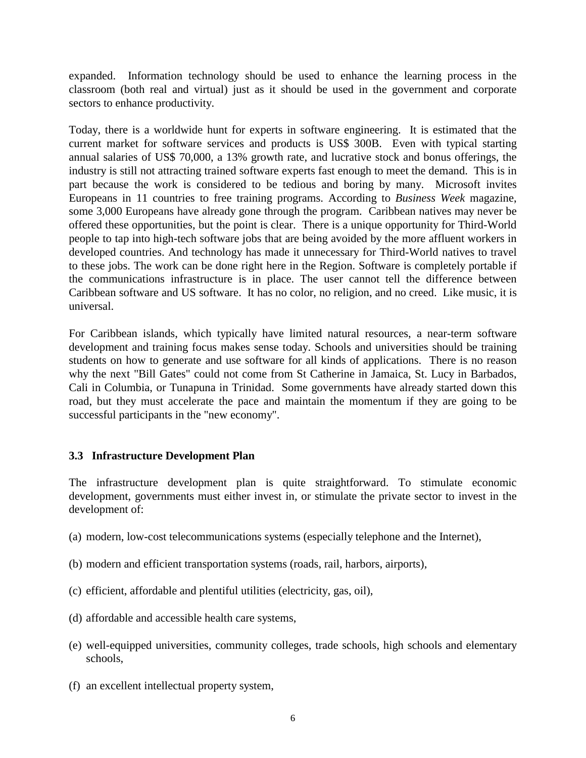expanded. Information technology should be used to enhance the learning process in the classroom (both real and virtual) just as it should be used in the government and corporate sectors to enhance productivity.

Today, there is a worldwide hunt for experts in software engineering. It is estimated that the current market for software services and products is US$ 300B. Even with typical starting annual salaries of US$ 70,000, a 13% growth rate, and lucrative stock and bonus offerings, the industry is still not attracting trained software experts fast enough to meet the demand. This is in part because the work is considered to be tedious and boring by many. Microsoft invites Europeans in 11 countries to free training programs. According to *Business Week* magazine, some 3,000 Europeans have already gone through the program. Caribbean natives may never be offered these opportunities, but the point is clear. There is a unique opportunity for Third-World people to tap into high-tech software jobs that are being avoided by the more affluent workers in developed countries. And technology has made it unnecessary for Third-World natives to travel to these jobs. The work can be done right here in the Region. Software is completely portable if the communications infrastructure is in place. The user cannot tell the difference between Caribbean software and US software. It has no color, no religion, and no creed. Like music, it is universal.

For Caribbean islands, which typically have limited natural resources, a near-term software development and training focus makes sense today. Schools and universities should be training students on how to generate and use software for all kinds of applications. There is no reason why the next "Bill Gates" could not come from St Catherine in Jamaica, St. Lucy in Barbados, Cali in Columbia, or Tunapuna in Trinidad. Some governments have already started down this road, but they must accelerate the pace and maintain the momentum if they are going to be successful participants in the "new economy".

### 3.3 Infrastructure Development Plan

The infrastructure development plan is quite straightforward. To stimulate economic development, governments must either invest in, or stimulate the private sector to invest in the development of:

(a) modern, low-cost telecommunications systems (especially telephone and the Internet),

(b) modern and efficient transportation systems (roads, rail, harbors, airports),

(c) efficient, affordable and plentiful utilities (electricity, gas, oil),

(d) affordable and accessible health care systems,

(e) well-equipped universities, community colleges, trade schools, high schools and elementary schools,

(f) an excellent intellectual property system,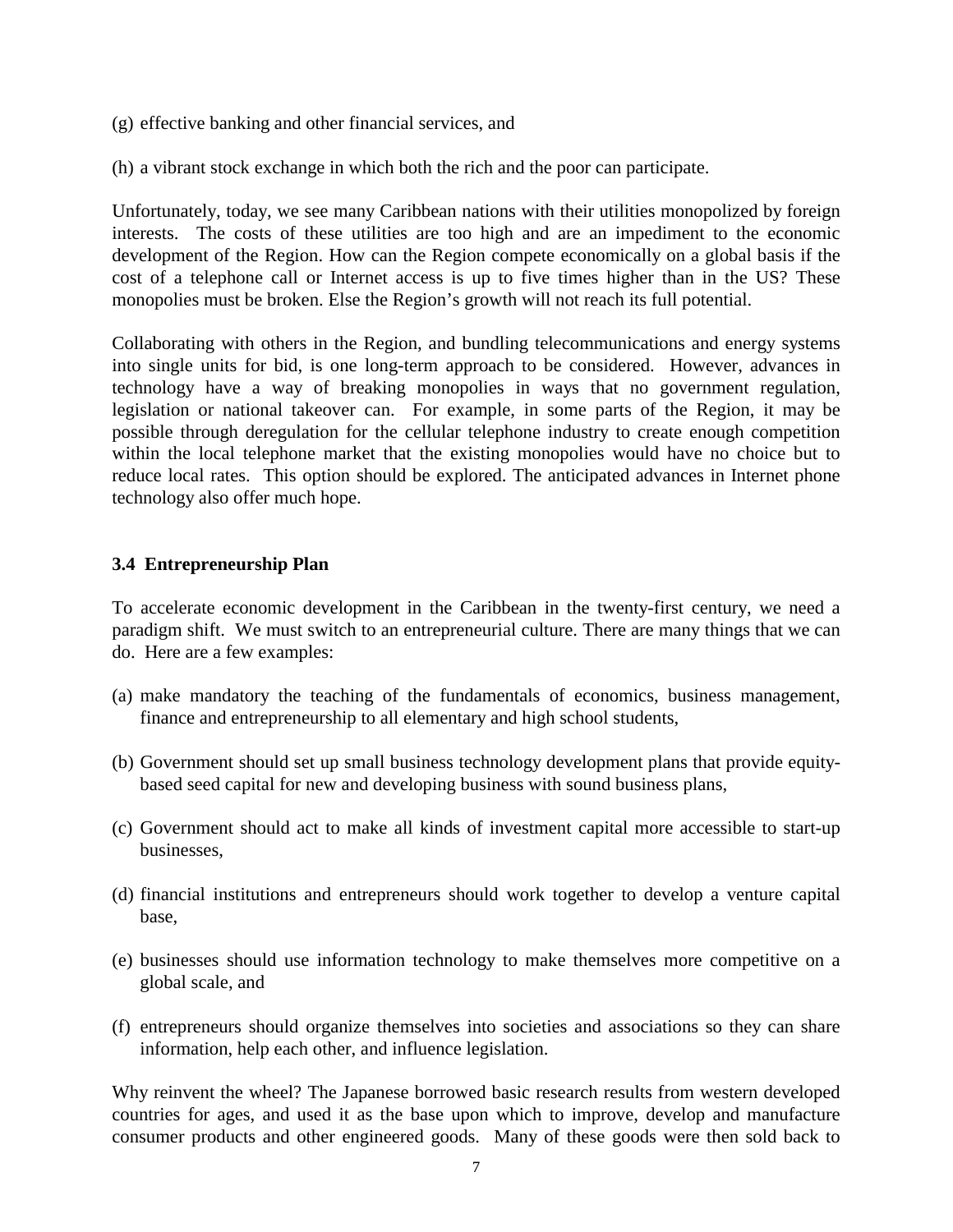(g) effective banking and other financial services, and

(h) a vibrant stock exchange in which both the rich and the poor can participate.

Unfortunately, today, we see many Caribbean nations with their utilities monopolized by foreign interests. The costs of these utilities are too high and are an impediment to the economic development of the Region. How can the Region compete economically on a global basis if the cost of a telephone call or Internet access is up to five times higher than in the US? These monopolies must be broken. Else the Region's growth will not reach its full potential.

Collaborating with others in the Region, and bundling telecommunications and energy systems into single units for bid, is one long-term approach to be considered. However, advances in technology have a way of breaking monopolies in ways that no government regulation, legislation or national takeover can. For example, in some parts of the Region, it may be possible through deregulation for the cellular telephone industry to create enough competition within the local telephone market that the existing monopolies would have no choice but to reduce local rates. This option should be explored. The anticipated advances in Internet phone technology also offer much hope.

### 3.4 Entrepreneurship Plan

To accelerate economic development in the Caribbean in the twenty-first century, we need a paradigm shift. We must switch to an entrepreneurial culture. There are many things that we can do. Here are a few examples:

(a) make mandatory the teaching of the fundamentals of economics, business management, finance and entrepreneurship to all elementary and high school students,

(b) Government should set up small business technology development plans that provide equity-based seed capital for new and developing business with sound business plans,

(c) Government should act to make all kinds of investment capital more accessible to start-up businesses,

(d) financial institutions and entrepreneurs should work together to develop a venture capital base,

(e) businesses should use information technology to make themselves more competitive on a global scale, and

(f) entrepreneurs should organize themselves into societies and associations so they can share information, help each other, and influence legislation.

Why reinvent the wheel? The Japanese borrowed basic research results from western developed countries for ages, and used it as the base upon which to improve, develop and manufacture consumer products and other engineered goods. Many of these goods were then sold back to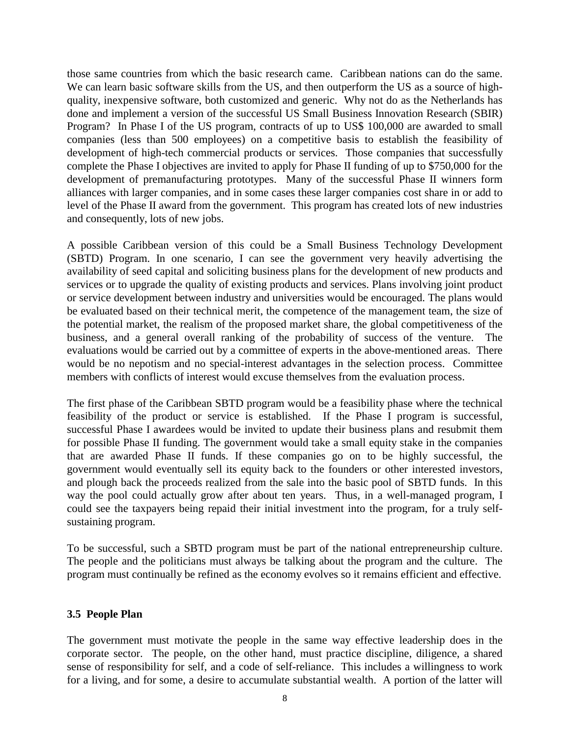those same countries from which the basic research came. Caribbean nations can do the same. We can learn basic software skills from the US, and then outperform the US as a source of high-quality, inexpensive software, both customized and generic. Why not do as the Netherlands has done and implement a version of the successful US Small Business Innovation Research (SBIR) Program? In Phase I of the US program, contracts of up to US$ 100,000 are awarded to small companies (less than 500 employees) on a competitive basis to establish the feasibility of development of high-tech commercial products or services. Those companies that successfully complete the Phase I objectives are invited to apply for Phase II funding of up to $750,000 for the development of premanufacturing prototypes. Many of the successful Phase II winners form alliances with larger companies, and in some cases these larger companies cost share in or add to level of the Phase II award from the government. This program has created lots of new industries and consequently, lots of new jobs.

A possible Caribbean version of this could be a Small Business Technology Development (SBTD) Program. In one scenario, I can see the government very heavily advertising the availability of seed capital and soliciting business plans for the development of new products and services or to upgrade the quality of existing products and services. Plans involving joint product or service development between industry and universities would be encouraged. The plans would be evaluated based on their technical merit, the competence of the management team, the size of the potential market, the realism of the proposed market share, the global competitiveness of the business, and a general overall ranking of the probability of success of the venture. The evaluations would be carried out by a committee of experts in the above-mentioned areas. There would be no nepotism and no special-interest advantages in the selection process. Committee members with conflicts of interest would excuse themselves from the evaluation process.

The first phase of the Caribbean SBTD program would be a feasibility phase where the technical feasibility of the product or service is established. If the Phase I program is successful, successful Phase I awardees would be invited to update their business plans and resubmit them for possible Phase II funding. The government would take a small equity stake in the companies that are awarded Phase II funds. If these companies go on to be highly successful, the government would eventually sell its equity back to the founders or other interested investors, and plough back the proceeds realized from the sale into the basic pool of SBTD funds. In this way the pool could actually grow after about ten years. Thus, in a well-managed program, I could see the taxpayers being repaid their initial investment into the program, for a truly self-sustaining program.

To be successful, such a SBTD program must be part of the national entrepreneurship culture. The people and the politicians must always be talking about the program and the culture. The program must continually be refined as the economy evolves so it remains efficient and effective.

### 3.5 People Plan

The government must motivate the people in the same way effective leadership does in the corporate sector. The people, on the other hand, must practice discipline, diligence, a shared sense of responsibility for self, and a code of self-reliance. This includes a willingness to work for a living, and for some, a desire to accumulate substantial wealth. A portion of the latter will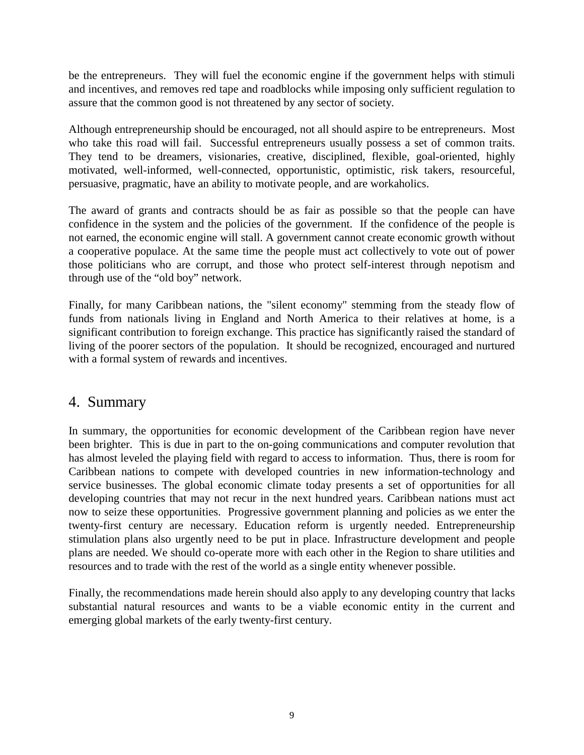be the entrepreneurs. They will fuel the economic engine if the government helps with stimuli and incentives, and removes red tape and roadblocks while imposing only sufficient regulation to assure that the common good is not threatened by any sector of society.

Although entrepreneurship should be encouraged, not all should aspire to be entrepreneurs. Most who take this road will fail. Successful entrepreneurs usually possess a set of common traits. They tend to be dreamers, visionaries, creative, disciplined, flexible, goal-oriented, highly motivated, well-informed, well-connected, opportunistic, optimistic, risk takers, resourceful, persuasive, pragmatic, have an ability to motivate people, and are workaholics.

The award of grants and contracts should be as fair as possible so that the people can have confidence in the system and the policies of the government. If the confidence of the people is not earned, the economic engine will stall. A government cannot create economic growth without a cooperative populace. At the same time the people must act collectively to vote out of power those politicians who are corrupt, and those who protect self-interest through nepotism and through use of the "old boy" network.

Finally, for many Caribbean nations, the "silent economy" stemming from the steady flow of funds from nationals living in England and North America to their relatives at home, is a significant contribution to foreign exchange. This practice has significantly raised the standard of living of the poorer sectors of the population. It should be recognized, encouraged and nurtured with a formal system of rewards and incentives.

## 4. Summary

In summary, the opportunities for economic development of the Caribbean region have never been brighter. This is due in part to the on-going communications and computer revolution that has almost leveled the playing field with regard to access to information. Thus, there is room for Caribbean nations to compete with developed countries in new information-technology and service businesses. The global economic climate today presents a set of opportunities for all developing countries that may not recur in the next hundred years. Caribbean nations must act now to seize these opportunities. Progressive government planning and policies as we enter the twenty-first century are necessary. Education reform is urgently needed. Entrepreneurship stimulation plans also urgently need to be put in place. Infrastructure development and people plans are needed. We should co-operate more with each other in the Region to share utilities and resources and to trade with the rest of the world as a single entity whenever possible.

Finally, the recommendations made herein should also apply to any developing country that lacks substantial natural resources and wants to be a viable economic entity in the current and emerging global markets of the early twenty-first century.